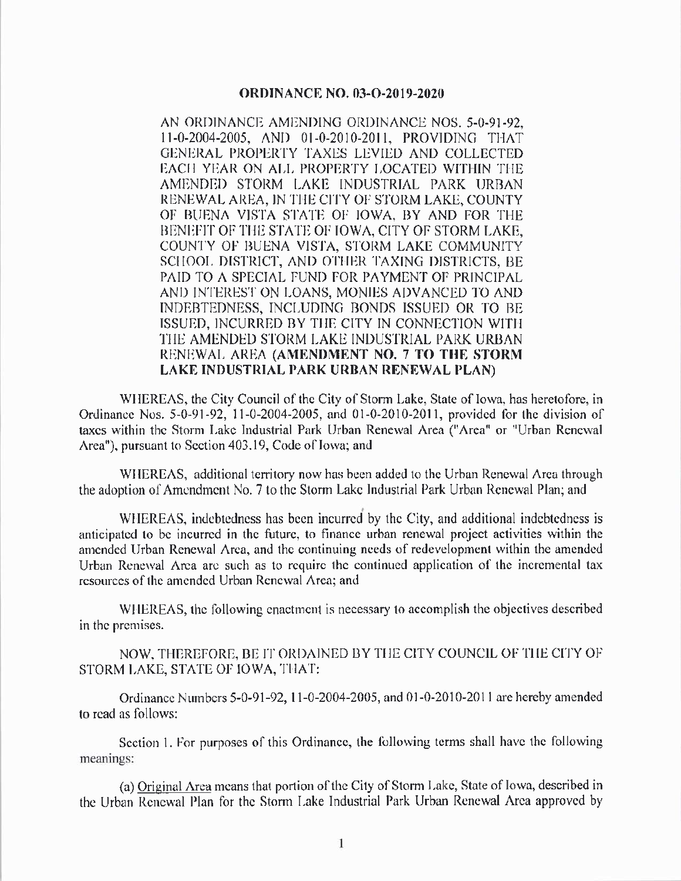# ORDINANCE NO. 03-O-2019-2020

AN ORDINANCE AMENDING ORDINANCE NOS. 5-0-91-92, 11-0-2004-2005, AND 01-0-2010-2011, PROVIDING THAT GENERAL PROPERTY TAXES LEVIED AND COLLECTED EACH YEAR ON ALL PROPERTY LOCATED WITHIN THE AMENDED STORM LAKE INDUSTRIAL PARK URBAN RENEWAL AREA, IN THE CITY OF STORM LAKE, COUNTY OF BUENA VISTA STATE OF IOWA, BY AND FOR THE BENEFIT OF THE STATE OF IOWA, CITY OF STORM LAKE, COUNTY OF BUENA VISTA, STORM LAKE COMMUNITY SCHOOL DISTRICT, AND OTHER TAXING DISTRICTS, BE PAID TO A SPECIAL FUND FOR PAYMENT OF PRINCIPAL AND INTEREST ON LOANS, MONIES ADVANCED TO AND INDEBTEDNESS, INCLUDING BONDS ISSUED OR TO BE ISSUED, INCURRED BY THE CITY IN CONNECTION WITH THE AMENDED STORM LAKE INDUSTRIAL PARK URBAN RENEWAL AREA **(AMENDMENT NO. 7 TO THE STORM LAKE INDUSTRIAL PARK URBAN RENEWAL PLAN)**

WHEREAS, the City Council of the City of Storm Lake, State of Iowa, has heretofore, in Ordinance Nos. 5-0-91-92, 11-0-2004-2005, and 01-0-2010-2011, provided for the division of taxes within the Storm Lake Industrial Park Urban Renewal Area ("Area" or "Urban Renewal Area"), pursuant to Section 403.19, Code of Iowa; and

WHEREAS, additional territory now has been added to the Urban Renewal Area through the adoption of Amendment No. 7 to the Storm Lake Industrial Park Urban Renewal Plan; and

WHEREAS, indebtedness has been incurred by the City, and additional indebtedness is anticipated to be incurred in the future, to finance urban renewal project activities within the amended Urban Renewal Area, and the continuing needs of redevelopment within the amended Urban Renewal Area are such as to require the continued application of the incremental tax resources of the amended Urban Renewal Area; and

WHEREAS, the following enactment is necessary to accomplish the objectives described in the premises.

NOW, THEREFORE, BE IT ORDAINED BY THE CITY COUNCIL OF THE CITY OF STORM LAKE, STATE OF IOWA, THAT:

Ordinance Numbers 5-0-91-92, 11-0-2004-2005, and 01-0-2010-2011 are hereby amended to read as follows:

Section 1. For purposes of this Ordinance, the following terms shall have the following meanings:

(a) Original Area means that portion of the City of Storm Lake, State of Iowa, described in the Urban Renewal Plan for the Storm Lake Industrial Park Urban Renewal Area approved by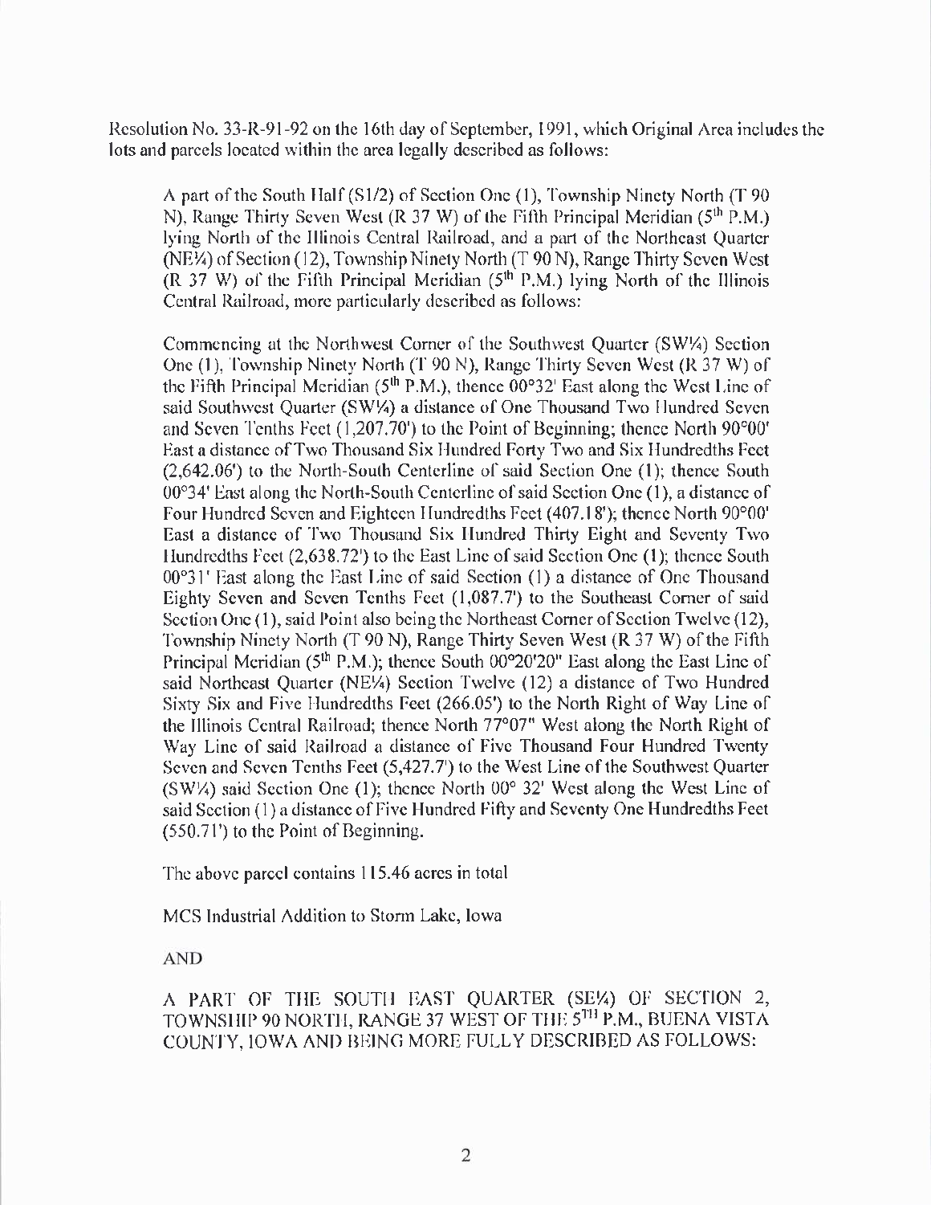Resolution No. 33-R-91-92 on the 16th day of September, 1991, which Original Area includes the lots and parcels located within the area legally described as follows:

> A part of the South Half (S1/2) of Section One (1), Township Ninety North (T 90 N), Range Thirty Seven West (R 37 W) of the Fifth Principal Meridian (5th P.M.) lying North of the Illinois Central Railroad, and a part of the Northeast Quarter (NE¼) of Section (12), Township Ninety North (T 90 N), Range Thirty Seven West (R 37 W) of the Fifth Principal Meridian (5th P.M.) lying North of the Illinois Central Railroad, more particularly described as follows:
>
> Commencing at the Northwest Corner of the Southwest Quarter (SW¼) Section One (1), Township Ninety North (T 90 N), Range Thirty Seven West (R 37 W) of the Fifth Principal Meridian (5th P.M.), thence 00°32' East along the West Line of said Southwest Quarter (SW¼) a distance of One Thousand Two Hundred Seven and Seven Tenths Feet (1,207.70') to the Point of Beginning; thence North 90°00' East a distance of Two Thousand Six Hundred Forty Two and Six Hundredths Feet (2,642.06') to the North-South Centerline of said Section One (1); thence South 00°34' East along the North-South Centerline of said Section One (1), a distance of Four Hundred Seven and Eighteen Hundredths Feet (407.18'); thence North 90°00' East a distance of Two Thousand Six Hundred Thirty Eight and Seventy Two Hundredths Feet (2,638.72') to the East Line of said Section One (1); thence South 00°31' East along the East Line of said Section (1) a distance of One Thousand Eighty Seven and Seven Tenths Feet (1,087.7') to the Southeast Corner of said Section One (1), said Point also being the Northeast Corner of Section Twelve (12), Township Ninety North (T 90 N), Range Thirty Seven West (R 37 W) of the Fifth Principal Meridian (5th P.M.); thence South 00°20'20" East along the East Line of said Northeast Quarter (NE¼) Section Twelve (12) a distance of Two Hundred Sixty Six and Five Hundredths Feet (266.05') to the North Right of Way Line of the Illinois Central Railroad; thence North 77°07" West along the North Right of Way Line of said Railroad a distance of Five Thousand Four Hundred Twenty Seven and Seven Tenths Feet (5,427.7') to the West Line of the Southwest Quarter (SW¼) said Section One (1); thence North 00° 32' West along the West Line of said Section (1) a distance of Five Hundred Fifty and Seventy One Hundredths Feet (550.71') to the Point of Beginning.
>
> The above parcel contains 115.46 acres in total
>
> MCS Industrial Addition to Storm Lake, Iowa
>
> AND
>
> A PART OF THE SOUTH EAST QUARTER (SE¼) OF SECTION 2, TOWNSHIP 90 NORTH, RANGE 37 WEST OF THE 5TH P.M., BUENA VISTA COUNTY, IOWA AND BEING MORE FULLY DESCRIBED AS FOLLOWS: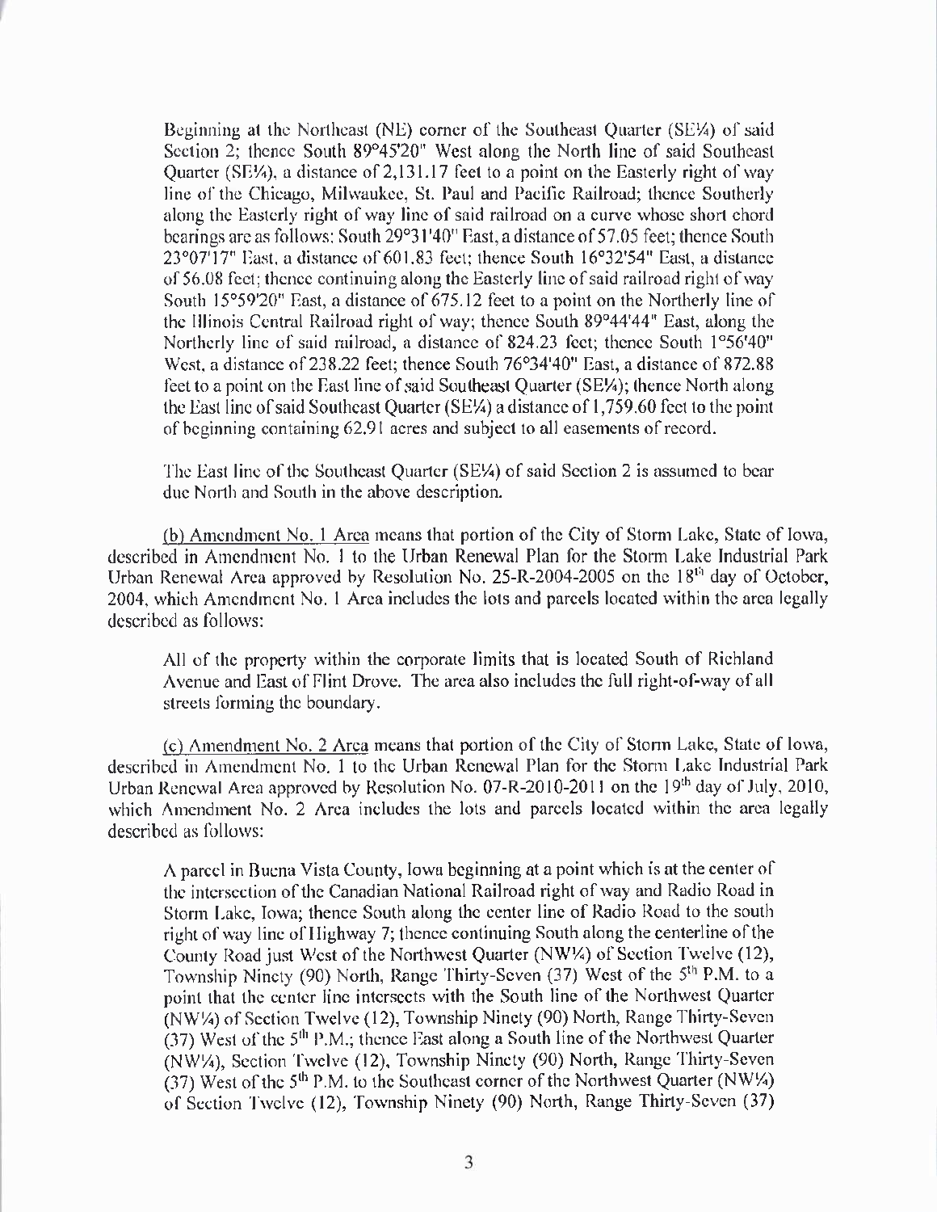Beginning at the Northeast (NE) corner of the Southeast Quarter (SE¼) of said Section 2; thence South 89°45'20" West along the North line of said Southeast Quarter (SE¼), a distance of 2,131.17 feet to a point on the Easterly right of way line of the Chicago, Milwaukee, St. Paul and Pacific Railroad; thence Southerly along the Easterly right of way line of said railroad on a curve whose short chord bearings are as follows: South 29°31'40" East, a distance of 57.05 feet; thence South 23°07'17" East, a distance of 601.83 feet; thence South 16°32'54" East, a distance of 56.08 feet; thence continuing along the Easterly line of said railroad right of way South 15°59'20" East, a distance of 675.12 feet to a point on the Northerly line of the Illinois Central Railroad right of way; thence South 89°44'44" East, along the Northerly line of said railroad, a distance of 824.23 feet; thence South 1°56'40" West, a distance of 238.22 feet; thence South 76°34'40" East, a distance of 872.88 feet to a point on the East line of said Southeast Quarter (SE¼); thence North along the East line of said Southeast Quarter (SE¼) a distance of 1,759.60 feet to the point of beginning containing 62.91 acres and subject to all easements of record.

The East line of the Southeast Quarter (SE¼) of said Section 2 is assumed to bear due North and South in the above description.

(b) Amendment No. 1 Area means that portion of the City of Storm Lake, State of Iowa, described in Amendment No. 1 to the Urban Renewal Plan for the Storm Lake Industrial Park Urban Renewal Area approved by Resolution No. 25-R-2004-2005 on the 18th day of October, 2004, which Amendment No. 1 Area includes the lots and parcels located within the area legally described as follows:

All of the property within the corporate limits that is located South of Richland Avenue and East of Flint Drove. The area also includes the full right-of-way of all streets forming the boundary.

(c) Amendment No. 2 Area means that portion of the City of Storm Lake, State of Iowa, described in Amendment No. 1 to the Urban Renewal Plan for the Storm Lake Industrial Park Urban Renewal Area approved by Resolution No. 07-R-2010-2011 on the 19th day of July, 2010, which Amendment No. 2 Area includes the lots and parcels located within the area legally described as follows:

A parcel in Buena Vista County, Iowa beginning at a point which is at the center of the intersection of the Canadian National Railroad right of way and Radio Road in Storm Lake, Iowa; thence South along the center line of Radio Road to the south right of way line of Highway 7; thence continuing South along the centerline of the County Road just West of the Northwest Quarter (NW¼) of Section Twelve (12), Township Ninety (90) North, Range Thirty-Seven (37) West of the 5th P.M. to a point that the center line intersects with the South line of the Northwest Quarter (NW¼) of Section Twelve (12), Township Ninety (90) North, Range Thirty-Seven (37) West of the 5th P.M.; thence East along a South line of the Northwest Quarter (NW¼), Section Twelve (12), Township Ninety (90) North, Range Thirty-Seven (37) West of the 5th P.M. to the Southeast corner of the Northwest Quarter (NW¼) of Section Twelve (12), Township Ninety (90) North, Range Thirty-Seven (37)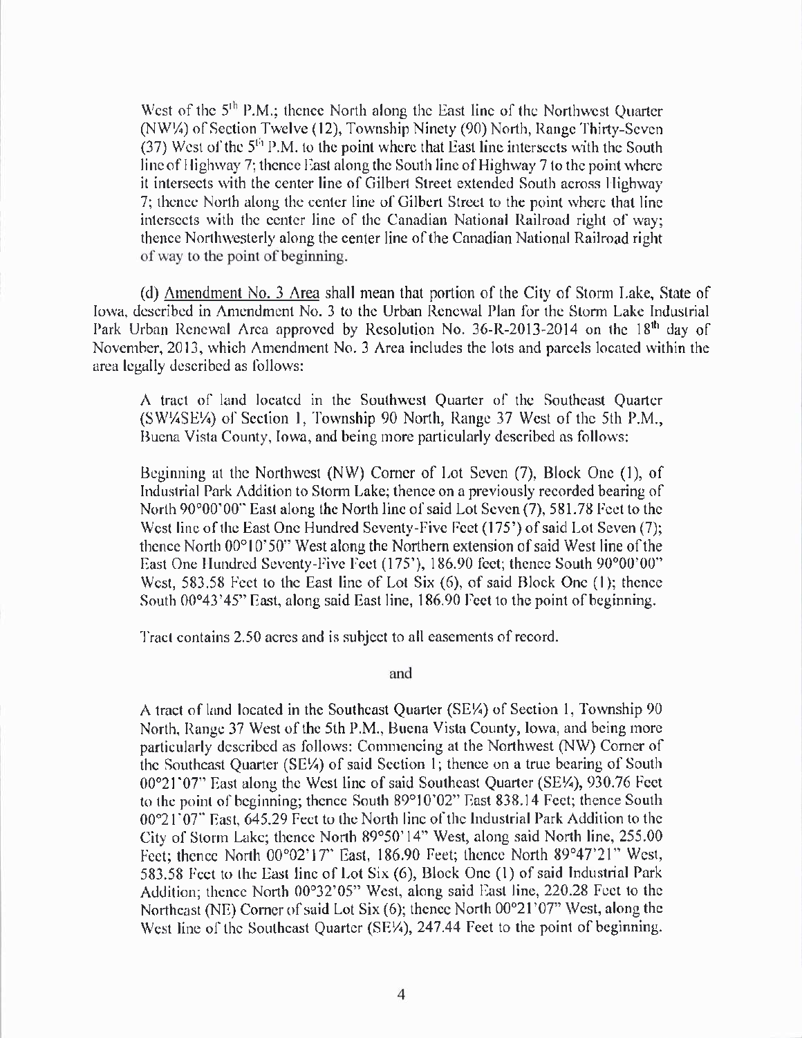West of the 5th P.M.; thence North along the East line of the Northwest Quarter (NW¼) of Section Twelve (12), Township Ninety (90) North, Range Thirty-Seven (37) West of the 5th P.M. to the point where that East line intersects with the South line of Highway 7; thence East along the South line of Highway 7 to the point where it intersects with the center line of Gilbert Street extended South across Highway 7; thence North along the center line of Gilbert Street to the point where that line intersects with the center line of the Canadian National Railroad right of way; thence Northwesterly along the center line of the Canadian National Railroad right of way to the point of beginning.

(d) Amendment No. 3 Area shall mean that portion of the City of Storm Lake, State of Iowa, described in Amendment No. 3 to the Urban Renewal Plan for the Storm Lake Industrial Park Urban Renewal Area approved by Resolution No. 36-R-2013-2014 on the 18th day of November, 2013, which Amendment No. 3 Area includes the lots and parcels located within the area legally described as follows:

A tract of land located in the Southwest Quarter of the Southeast Quarter (SW¼SE¼) of Section 1, Township 90 North, Range 37 West of the 5th P.M., Buena Vista County, Iowa, and being more particularly described as follows:

Beginning at the Northwest (NW) Corner of Lot Seven (7), Block One (1), of Industrial Park Addition to Storm Lake; thence on a previously recorded bearing of North 90°00'00" East along the North line of said Lot Seven (7), 581.78 Feet to the West line of the East One Hundred Seventy-Five Feet (175') of said Lot Seven (7); thence North 00°10'50" West along the Northern extension of said West line of the East One Hundred Seventy-Five Feet (175'), 186.90 feet; thence South 90°00'00" West, 583.58 Feet to the East line of Lot Six (6), of said Block One (1); thence South 00°43'45" East, along said East line, 186.90 Feet to the point of beginning.

Tract contains 2.50 acres and is subject to all easements of record.

and

A tract of land located in the Southeast Quarter (SE¼) of Section 1, Township 90 North, Range 37 West of the 5th P.M., Buena Vista County, Iowa, and being more particularly described as follows: Commencing at the Northwest (NW) Corner of the Southeast Quarter (SE¼) of said Section 1; thence on a true bearing of South 00°21'07" East along the West line of said Southeast Quarter (SE¼), 930.76 Feet to the point of beginning; thence South 89°10'02" East 838.14 Feet; thence South 00°21'07" East, 645.29 Feet to the North line of the Industrial Park Addition to the City of Storm Lake; thence North 89°50'14" West, along said North line, 255.00 Feet; thence North 00°02'17" East, 186.90 Feet; thence North 89°47'21" West, 583.58 Feet to the East line of Lot Six (6), Block One (1) of said Industrial Park Addition; thence North 00°32'05" West, along said East line, 220.28 Feet to the Northeast (NE) Corner of said Lot Six (6); thence North 00°21'07" West, along the West line of the Southeast Quarter (SE¼), 247.44 Feet to the point of beginning.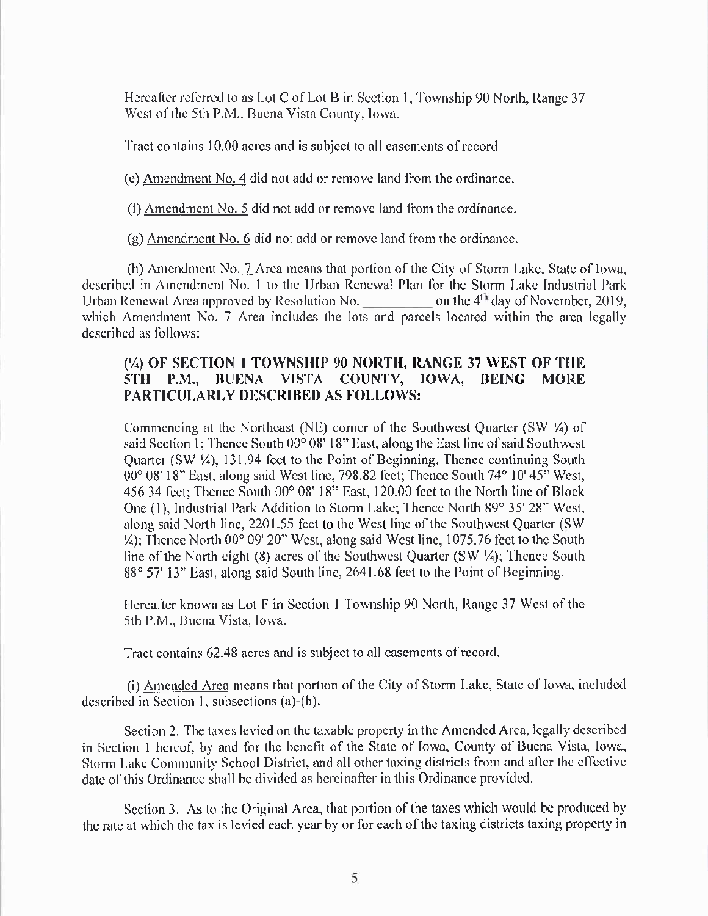Hereafter referred to as Lot C of Lot B in Section 1, Township 90 North, Range 37 West of the 5th P.M., Buena Vista County, Iowa.

Tract contains 10.00 acres and is subject to all easements of record

(e) Amendment No. 4 did not add or remove land from the ordinance.

(f) Amendment No. 5 did not add or remove land from the ordinance.

(g) Amendment No. 6 did not add or remove land from the ordinance.

(h) Amendment No. 7 Area means that portion of the City of Storm Lake, State of Iowa, described in Amendment No. 1 to the Urban Renewal Plan for the Storm Lake Industrial Park Urban Renewal Area approved by Resolution No. __________ on the 4th day of November, 2019, which Amendment No. 7 Area includes the lots and parcels located within the area legally described as follows:

**(¼) OF SECTION 1 TOWNSHIP 90 NORTH, RANGE 37 WEST OF THE 5TH P.M., BUENA VISTA COUNTY, IOWA, BEING MORE PARTICULARLY DESCRIBED AS FOLLOWS:**

Commencing at the Northeast (NE) corner of the Southwest Quarter (SW ¼) of said Section 1; Thence South 00° 08' 18" East, along the East line of said Southwest Quarter (SW ¼), 131.94 feet to the Point of Beginning. Thence continuing South 00° 08' 18" East, along said West line, 798.82 feet; Thence South 74° 10' 45" West, 456.34 feet; Thence South 00° 08' 18" East, 120.00 feet to the North line of Block One (1), Industrial Park Addition to Storm Lake; Thence North 89° 35' 28" West, along said North line, 2201.55 feet to the West line of the Southwest Quarter (SW ¼); Thence North 00° 09' 20" West, along said West line, 1075.76 feet to the South line of the North eight (8) acres of the Southwest Quarter (SW ¼); Thence South 88° 57' 13" East, along said South line, 2641.68 feet to the Point of Beginning.

Hereafter known as Lot F in Section 1 Township 90 North, Range 37 West of the 5th P.M., Buena Vista, Iowa.

Tract contains 62.48 acres and is subject to all easements of record.

(i) Amended Area means that portion of the City of Storm Lake, State of Iowa, included described in Section 1, subsections (a)-(h).

Section 2. The taxes levied on the taxable property in the Amended Area, legally described in Section 1 hereof, by and for the benefit of the State of Iowa, County of Buena Vista, Iowa, Storm Lake Community School District, and all other taxing districts from and after the effective date of this Ordinance shall be divided as hereinafter in this Ordinance provided.

Section 3. As to the Original Area, that portion of the taxes which would be produced by the rate at which the tax is levied each year by or for each of the taxing districts taxing property in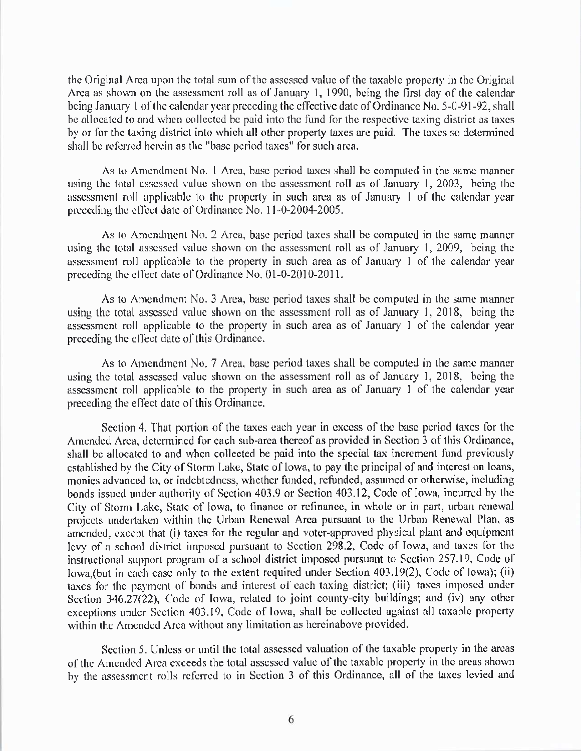the Original Area upon the total sum of the assessed value of the taxable property in the Original Area as shown on the assessment roll as of January 1, 1990, being the first day of the calendar being January 1 of the calendar year preceding the effective date of Ordinance No. 5-0-91-92, shall be allocated to and when collected be paid into the fund for the respective taxing district as taxes by or for the taxing district into which all other property taxes are paid. The taxes so determined shall be referred herein as the "base period taxes" for such area.

As to Amendment No. 1 Area, base period taxes shall be computed in the same manner using the total assessed value shown on the assessment roll as of January 1, 2003, being the assessment roll applicable to the property in such area as of January 1 of the calendar year preceding the effect date of Ordinance No. 11-0-2004-2005.

As to Amendment No. 2 Area, base period taxes shall be computed in the same manner using the total assessed value shown on the assessment roll as of January 1, 2009, being the assessment roll applicable to the property in such area as of January 1 of the calendar year preceding the effect date of Ordinance No. 01-0-2010-2011.

As to Amendment No. 3 Area, base period taxes shall be computed in the same manner using the total assessed value shown on the assessment roll as of January 1, 2018, being the assessment roll applicable to the property in such area as of January 1 of the calendar year preceding the effect date of this Ordinance.

As to Amendment No. 7 Area, base period taxes shall be computed in the same manner using the total assessed value shown on the assessment roll as of January 1, 2018, being the assessment roll applicable to the property in such area as of January 1 of the calendar year preceding the effect date of this Ordinance.

Section 4. That portion of the taxes each year in excess of the base period taxes for the Amended Area, determined for each sub-area thereof as provided in Section 3 of this Ordinance, shall be allocated to and when collected be paid into the special tax increment fund previously established by the City of Storm Lake, State of Iowa, to pay the principal of and interest on loans, monies advanced to, or indebtedness, whether funded, refunded, assumed or otherwise, including bonds issued under authority of Section 403.9 or Section 403.12, Code of Iowa, incurred by the City of Storm Lake, State of Iowa, to finance or refinance, in whole or in part, urban renewal projects undertaken within the Urban Renewal Area pursuant to the Urban Renewal Plan, as amended, except that (i) taxes for the regular and voter-approved physical plant and equipment levy of a school district imposed pursuant to Section 298.2, Code of Iowa, and taxes for the instructional support program of a school district imposed pursuant to Section 257.19, Code of Iowa,(but in each case only to the extent required under Section 403.19(2), Code of Iowa); (ii) taxes for the payment of bonds and interest of each taxing district; (iii) taxes imposed under Section 346.27(22), Code of Iowa, related to joint county-city buildings; and (iv) any other exceptions under Section 403.19, Code of Iowa, shall be collected against all taxable property within the Amended Area without any limitation as hereinabove provided.

Section 5. Unless or until the total assessed valuation of the taxable property in the areas of the Amended Area exceeds the total assessed value of the taxable property in the areas shown by the assessment rolls referred to in Section 3 of this Ordinance, all of the taxes levied and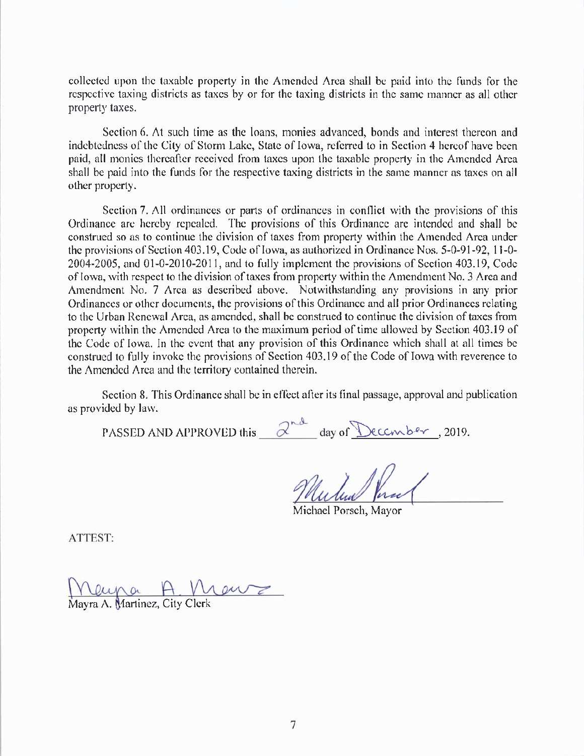collected upon the taxable property in the Amended Area shall be paid into the funds for the respective taxing districts as taxes by or for the taxing districts in the same manner as all other property taxes.

Section 6. At such time as the loans, monies advanced, bonds and interest thereon and indebtedness of the City of Storm Lake, State of Iowa, referred to in Section 4 hereof have been paid, all monies thereafter received from taxes upon the taxable property in the Amended Area shall be paid into the funds for the respective taxing districts in the same manner as taxes on all other property.

Section 7. All ordinances or parts of ordinances in conflict with the provisions of this Ordinance are hereby repealed. The provisions of this Ordinance are intended and shall be construed so as to continue the division of taxes from property within the Amended Area under the provisions of Section 403.19, Code of Iowa, as authorized in Ordinance Nos. 5-0-91-92, 11-0-2004-2005, and 01-0-2010-2011, and to fully implement the provisions of Section 403.19, Code of Iowa, with respect to the division of taxes from property within the Amendment No. 3 Area and Amendment No. 7 Area as described above. Notwithstanding any provisions in any prior Ordinances or other documents, the provisions of this Ordinance and all prior Ordinances relating to the Urban Renewal Area, as amended, shall be construed to continue the division of taxes from property within the Amended Area to the maximum period of time allowed by Section 403.19 of the Code of Iowa. In the event that any provision of this Ordinance which shall at all times be construed to fully invoke the provisions of Section 403.19 of the Code of Iowa with reverence to the Amended Area and the territory contained therein.

Section 8. This Ordinance shall be in effect after its final passage, approval and publication as provided by law.

PASSED AND APPROVED this 2nd day of December, 2019.

Michael Porsch, Mayor

ATTEST:

Mayra A. Martinez, City Clerk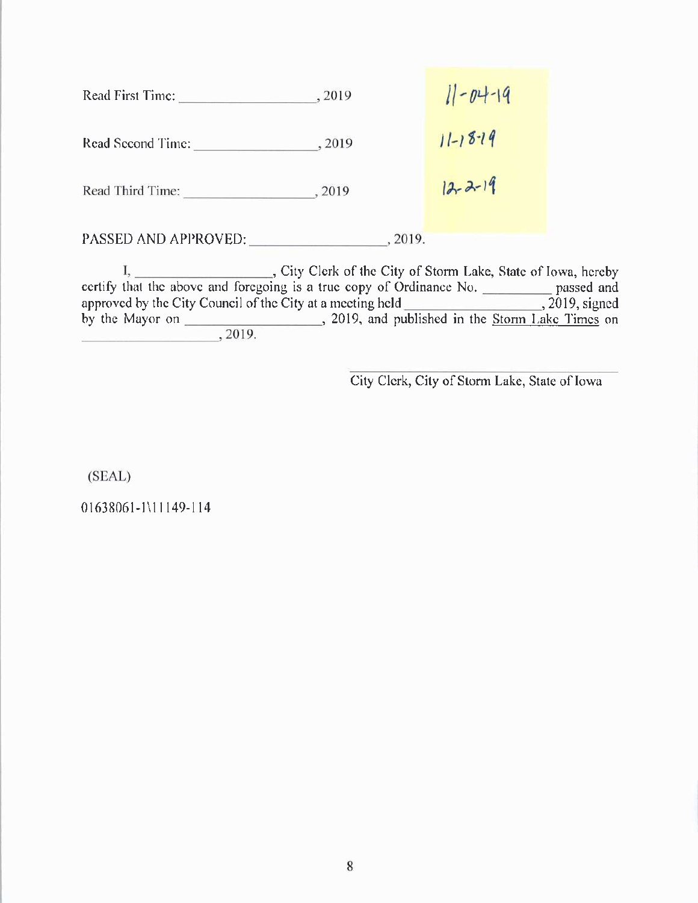Read First Time: ______________, 2019 11-04-19

Read Second Time: ______________, 2019 11-18-19

Read Third Time: ______________, 2019 12-2-19

PASSED AND APPROVED: ______________, 2019.

I, ______________, City Clerk of the City of Storm Lake, State of Iowa, hereby certify that the above and foregoing is a true copy of Ordinance No. ________ passed and approved by the City Council of the City at a meeting held ______________, 2019, signed by the Mayor on ______________, 2019, and published in the Storm Lake Times on ______________, 2019.

______________________________
City Clerk, City of Storm Lake, State of Iowa

(SEAL)

01638061-1\11149-114